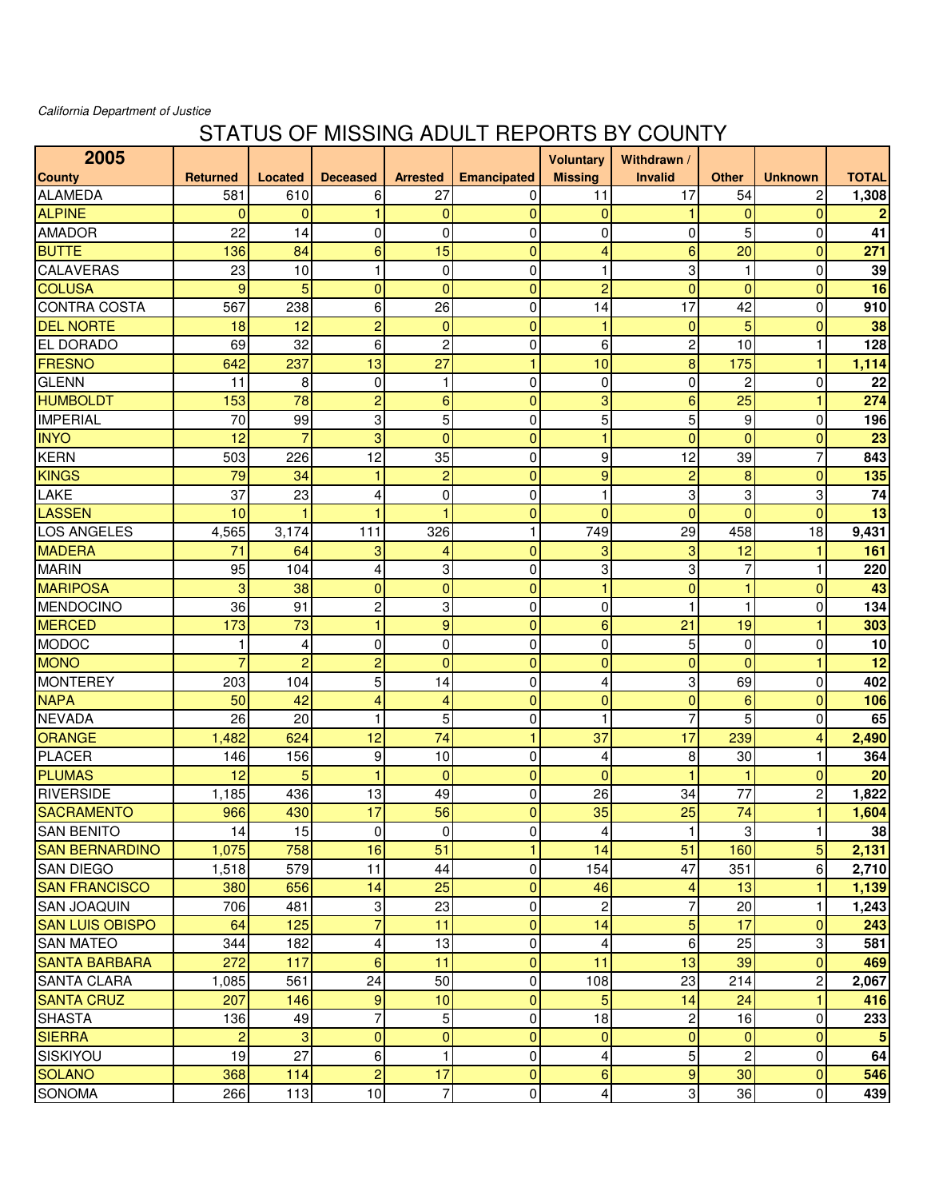*California Department of Justice*

# STATUS OF MISSING ADULT REPORTS BY COUNTY

| 2005<br>County | Returned | Located | Deceased | Arrested | Emancipated | Voluntary Missing | Withdrawn / Invalid | Other | Unknown | TOTAL |
|---|---|---|---|---|---|---|---|---|---|---|
| ALAMEDA | 581 | 610 | 6 | 27 | 0 | 11 | 17 | 54 | 2 | **1,308** |
| ALPINE | 0 | 0 | 1 | 0 | 0 | 0 | 1 | 0 | 0 | **2** |
| AMADOR | 22 | 14 | 0 | 0 | 0 | 0 | 0 | 5 | 0 | **41** |
| BUTTE | 136 | 84 | 6 | 15 | 0 | 4 | 6 | 20 | 0 | **271** |
| CALAVERAS | 23 | 10 | 1 | 0 | 0 | 1 | 3 | 1 | 0 | **39** |
| COLUSA | 9 | 5 | 0 | 0 | 0 | 2 | 0 | 0 | 0 | **16** |
| CONTRA COSTA | 567 | 238 | 6 | 26 | 0 | 14 | 17 | 42 | 0 | **910** |
| DEL NORTE | 18 | 12 | 2 | 0 | 0 | 1 | 0 | 5 | 0 | **38** |
| EL DORADO | 69 | 32 | 6 | 2 | 0 | 6 | 2 | 10 | 1 | **128** |
| FRESNO | 642 | 237 | 13 | 27 | 1 | 10 | 8 | 175 | 1 | **1,114** |
| GLENN | 11 | 8 | 0 | 1 | 0 | 0 | 0 | 2 | 0 | **22** |
| HUMBOLDT | 153 | 78 | 2 | 6 | 0 | 3 | 6 | 25 | 1 | **274** |
| IMPERIAL | 70 | 99 | 3 | 5 | 0 | 5 | 5 | 9 | 0 | **196** |
| INYO | 12 | 7 | 3 | 0 | 0 | 1 | 0 | 0 | 0 | **23** |
| KERN | 503 | 226 | 12 | 35 | 0 | 9 | 12 | 39 | 7 | **843** |
| KINGS | 79 | 34 | 1 | 2 | 0 | 9 | 2 | 8 | 0 | **135** |
| LAKE | 37 | 23 | 4 | 0 | 0 | 1 | 3 | 3 | 3 | **74** |
| LASSEN | 10 | 1 | 1 | 1 | 0 | 0 | 0 | 0 | 0 | **13** |
| LOS ANGELES | 4,565 | 3,174 | 111 | 326 | 1 | 749 | 29 | 458 | 18 | **9,431** |
| MADERA | 71 | 64 | 3 | 4 | 0 | 3 | 3 | 12 | 1 | **161** |
| MARIN | 95 | 104 | 4 | 3 | 0 | 3 | 3 | 7 | 1 | **220** |
| MARIPOSA | 3 | 38 | 0 | 0 | 0 | 1 | 0 | 1 | 0 | **43** |
| MENDOCINO | 36 | 91 | 2 | 3 | 0 | 0 | 1 | 1 | 0 | **134** |
| MERCED | 173 | 73 | 1 | 9 | 0 | 6 | 21 | 19 | 1 | **303** |
| MODOC | 1 | 4 | 0 | 0 | 0 | 0 | 5 | 0 | 0 | **10** |
| MONO | 7 | 2 | 2 | 0 | 0 | 0 | 0 | 0 | 1 | **12** |
| MONTEREY | 203 | 104 | 5 | 14 | 0 | 4 | 3 | 69 | 0 | **402** |
| NAPA | 50 | 42 | 4 | 4 | 0 | 0 | 0 | 6 | 0 | **106** |
| NEVADA | 26 | 20 | 1 | 5 | 0 | 1 | 7 | 5 | 0 | **65** |
| ORANGE | 1,482 | 624 | 12 | 74 | 1 | 37 | 17 | 239 | 4 | **2,490** |
| PLACER | 146 | 156 | 9 | 10 | 0 | 4 | 8 | 30 | 1 | **364** |
| PLUMAS | 12 | 5 | 1 | 0 | 0 | 0 | 1 | 1 | 0 | **20** |
| RIVERSIDE | 1,185 | 436 | 13 | 49 | 0 | 26 | 34 | 77 | 2 | **1,822** |
| SACRAMENTO | 966 | 430 | 17 | 56 | 0 | 35 | 25 | 74 | 1 | **1,604** |
| SAN BENITO | 14 | 15 | 0 | 0 | 0 | 4 | 1 | 3 | 1 | **38** |
| SAN BERNARDINO | 1,075 | 758 | 16 | 51 | 1 | 14 | 51 | 160 | 5 | **2,131** |
| SAN DIEGO | 1,518 | 579 | 11 | 44 | 0 | 154 | 47 | 351 | 6 | **2,710** |
| SAN FRANCISCO | 380 | 656 | 14 | 25 | 0 | 46 | 4 | 13 | 1 | **1,139** |
| SAN JOAQUIN | 706 | 481 | 3 | 23 | 0 | 2 | 7 | 20 | 1 | **1,243** |
| SAN LUIS OBISPO | 64 | 125 | 7 | 11 | 0 | 14 | 5 | 17 | 0 | **243** |
| SAN MATEO | 344 | 182 | 4 | 13 | 0 | 4 | 6 | 25 | 3 | **581** |
| SANTA BARBARA | 272 | 117 | 6 | 11 | 0 | 11 | 13 | 39 | 0 | **469** |
| SANTA CLARA | 1,085 | 561 | 24 | 50 | 0 | 108 | 23 | 214 | 2 | **2,067** |
| SANTA CRUZ | 207 | 146 | 9 | 10 | 0 | 5 | 14 | 24 | 1 | **416** |
| SHASTA | 136 | 49 | 7 | 5 | 0 | 18 | 2 | 16 | 0 | **233** |
| SIERRA | 2 | 3 | 0 | 0 | 0 | 0 | 0 | 0 | 0 | **5** |
| SISKIYOU | 19 | 27 | 6 | 1 | 0 | 4 | 5 | 2 | 0 | **64** |
| SOLANO | 368 | 114 | 2 | 17 | 0 | 6 | 9 | 30 | 0 | **546** |
| SONOMA | 266 | 113 | 10 | 7 | 0 | 4 | 3 | 36 | 0 | **439** |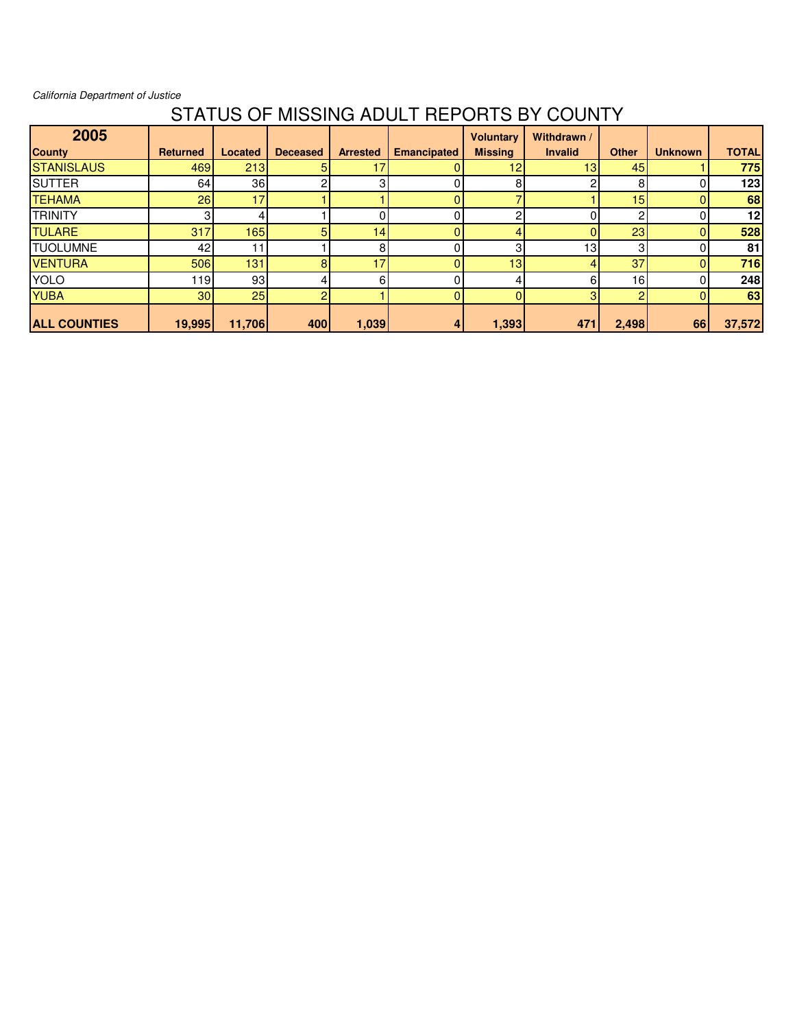*California Department of Justice*

# STATUS OF MISSING ADULT REPORTS BY COUNTY

| 2005<br>County | Returned | Located | Deceased | Arrested | Emancipated | Voluntary Missing | Withdrawn / Invalid | Other | Unknown | TOTAL |
|---|---|---|---|---|---|---|---|---|---|---|
| STANISLAUS | 469 | 213 | 5 | 17 | 0 | 12 | 13 | 45 | 1 | **775** |
| SUTTER | 64 | 36 | 2 | 3 | 0 | 8 | 2 | 8 | 0 | **123** |
| TEHAMA | 26 | 17 | 1 | 1 | 0 | 7 | 1 | 15 | 0 | **68** |
| TRINITY | 3 | 4 | 1 | 0 | 0 | 2 | 0 | 2 | 0 | **12** |
| TULARE | 317 | 165 | 5 | 14 | 0 | 4 | 0 | 23 | 0 | **528** |
| TUOLUMNE | 42 | 11 | 1 | 8 | 0 | 3 | 13 | 3 | 0 | **81** |
| VENTURA | 506 | 131 | 8 | 17 | 0 | 13 | 4 | 37 | 0 | **716** |
| YOLO | 119 | 93 | 4 | 6 | 0 | 4 | 6 | 16 | 0 | **248** |
| YUBA | 30 | 25 | 2 | 1 | 0 | 0 | 3 | 2 | 0 | **63** |
| **ALL COUNTIES** | **19,995** | **11,706** | **400** | **1,039** | **4** | **1,393** | **471** | **2,498** | **66** | **37,572** |